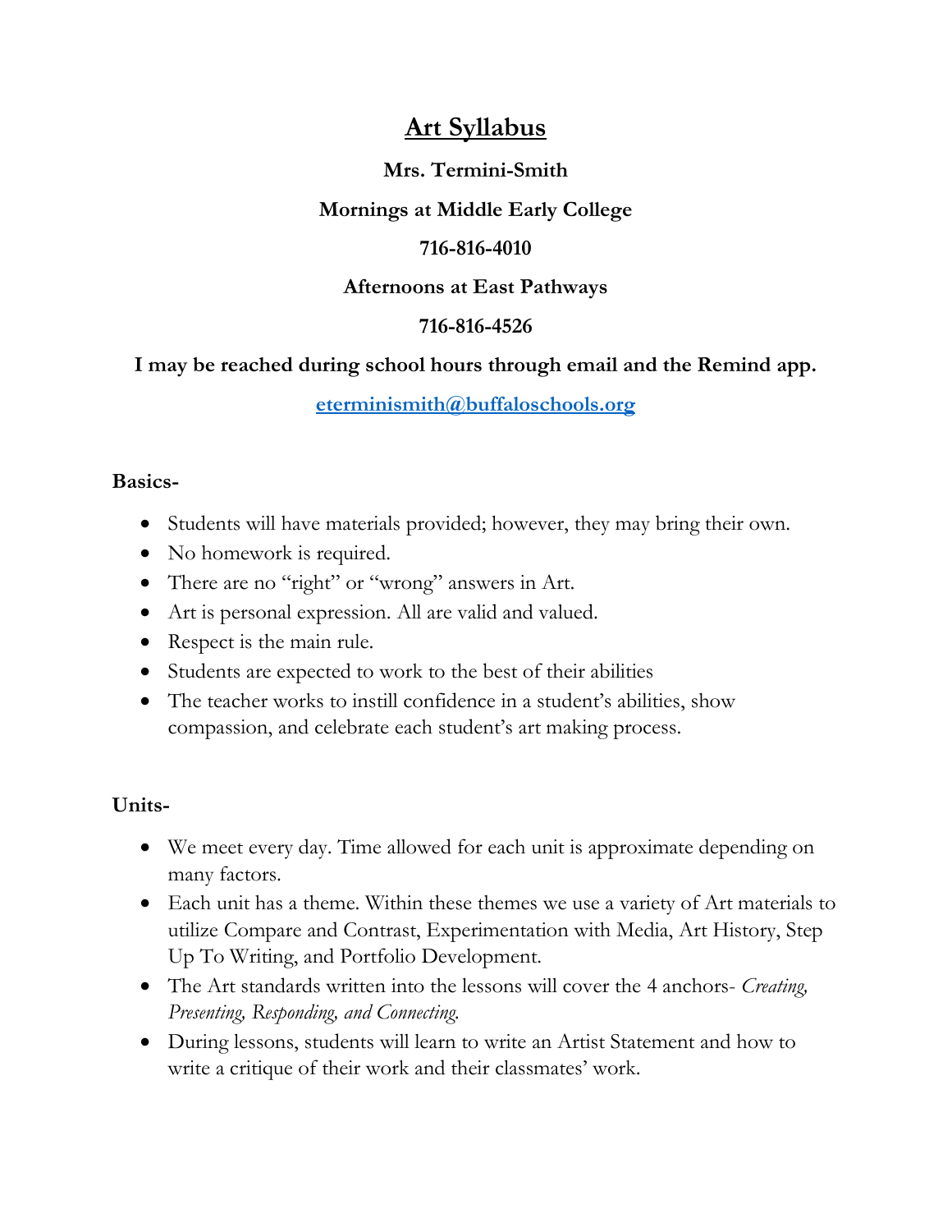# Art Syllabus

**Mrs. Termini-Smith**

**Mornings at Middle Early College**

**716-816-4010**

**Afternoons at East Pathways**

**716-816-4526**

**I may be reached during school hours through email and the Remind app.**

**[eterminismith@buffaloschools.org](mailto:eterminismith@buffaloschools.org)**

**Basics-**

- Students will have materials provided; however, they may bring their own.
- No homework is required.
- There are no "right" or "wrong" answers in Art.
- Art is personal expression. All are valid and valued.
- Respect is the main rule.
- Students are expected to work to the best of their abilities
- The teacher works to instill confidence in a student's abilities, show compassion, and celebrate each student's art making process.

**Units-**

- We meet every day. Time allowed for each unit is approximate depending on many factors.
- Each unit has a theme. Within these themes we use a variety of Art materials to utilize Compare and Contrast, Experimentation with Media, Art History, Step Up To Writing, and Portfolio Development.
- The Art standards written into the lessons will cover the 4 anchors- *Creating, Presenting, Responding, and Connecting.*
- During lessons, students will learn to write an Artist Statement and how to write a critique of their work and their classmates' work.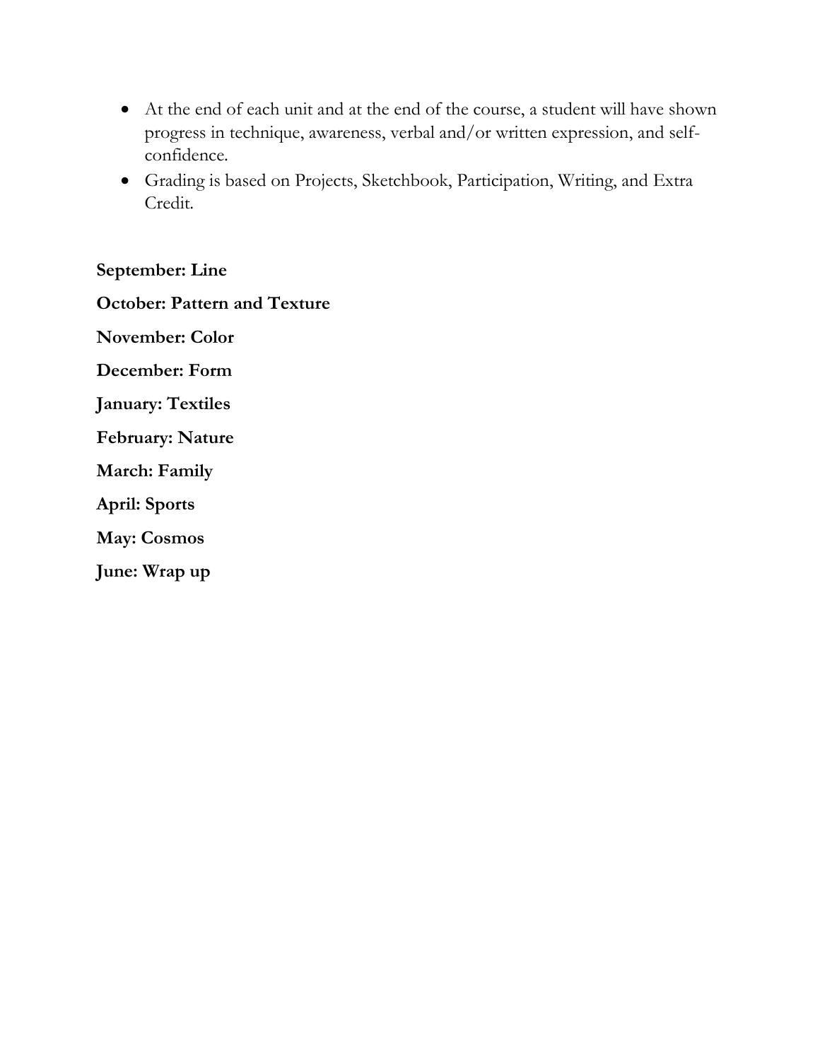- At the end of each unit and at the end of the course, a student will have shown progress in technique, awareness, verbal and/or written expression, and self-confidence.
- Grading is based on Projects, Sketchbook, Participation, Writing, and Extra Credit.

**September: Line**

**October: Pattern and Texture**

**November: Color**

**December: Form**

**January: Textiles**

**February: Nature**

**March: Family**

**April: Sports**

**May: Cosmos**

**June: Wrap up**